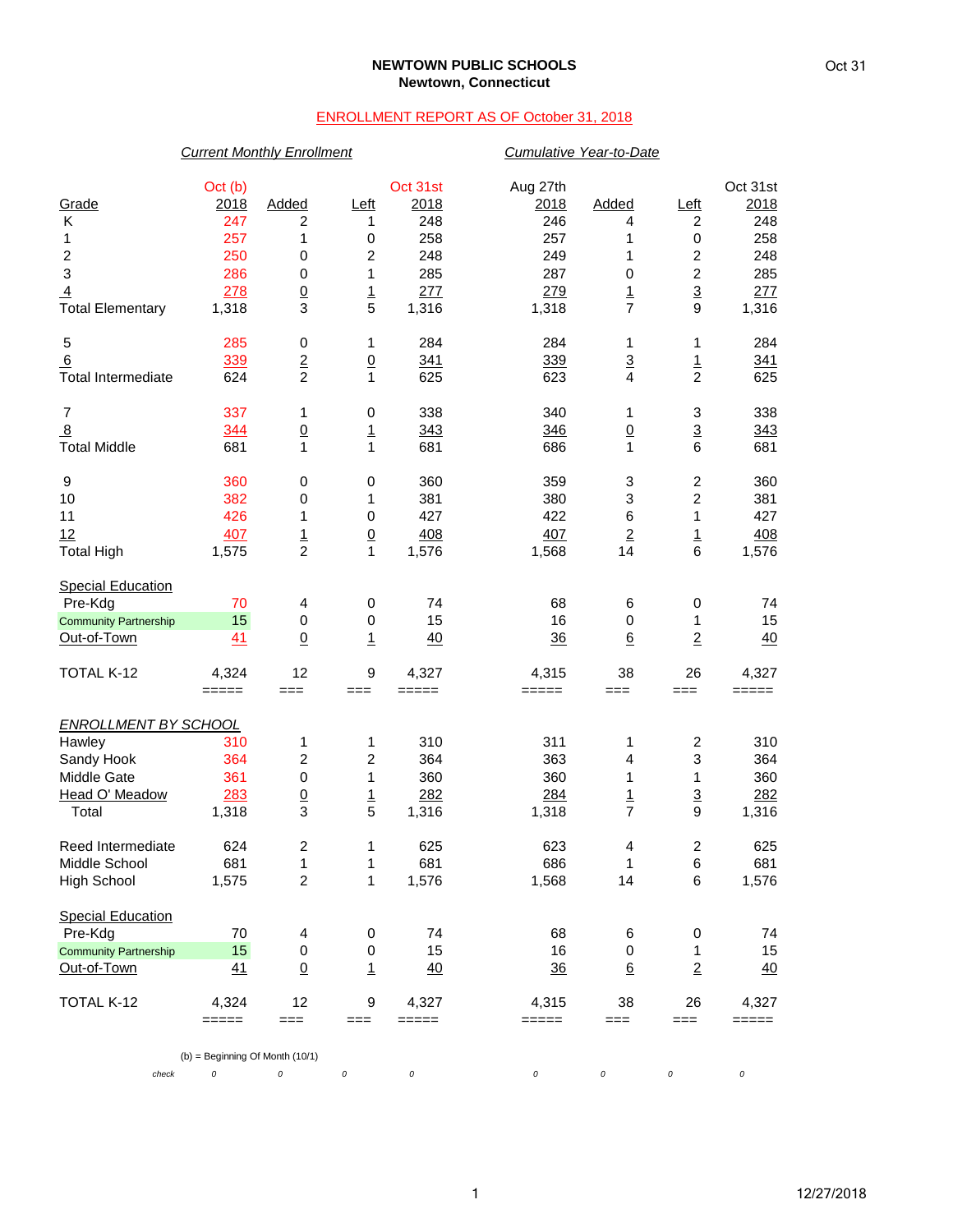# NEWTOWN PUBLIC SCHOOLS
## Newtown, Connecticut

Oct 31

ENROLLMENT REPORT AS OF October 31, 2018

| | *Current Monthly Enrollment* | | | | *Cumulative Year-to-Date* | | | |
|---|---|---|---|---|---|---|---|---|
| Grade | Oct (b) 2018 | Added | Left | Oct 31st 2018 | Aug 27th 2018 | Added | Left | Oct 31st 2018 |
| K | 247 | 2 | 1 | 248 | 246 | 4 | 2 | 248 |
| 1 | 257 | 1 | 0 | 258 | 257 | 1 | 0 | 258 |
| 2 | 250 | 0 | 2 | 248 | 249 | 1 | 2 | 248 |
| 3 | 286 | 0 | 1 | 285 | 287 | 0 | 2 | 285 |
| 4 | 278 | 0 | 1 | 277 | 279 | 1 | 3 | 277 |
| Total Elementary | 1,318 | 3 | 5 | 1,316 | 1,318 | 7 | 9 | 1,316 |
| | | | | | | | | |
| 5 | 285 | 0 | 1 | 284 | 284 | 1 | 1 | 284 |
| 6 | 339 | 2 | 0 | 341 | 339 | 3 | 1 | 341 |
| Total Intermediate | 624 | 2 | 1 | 625 | 623 | 4 | 2 | 625 |
| | | | | | | | | |
| 7 | 337 | 1 | 0 | 338 | 340 | 1 | 3 | 338 |
| 8 | 344 | 0 | 1 | 343 | 346 | 0 | 3 | 343 |
| Total Middle | 681 | 1 | 1 | 681 | 686 | 1 | 6 | 681 |
| | | | | | | | | |
| 9 | 360 | 0 | 0 | 360 | 359 | 3 | 2 | 360 |
| 10 | 382 | 0 | 1 | 381 | 380 | 3 | 2 | 381 |
| 11 | 426 | 1 | 0 | 427 | 422 | 6 | 1 | 427 |
| 12 | 407 | 1 | 0 | 408 | 407 | 2 | 1 | 408 |
| Total High | 1,575 | 2 | 1 | 1,576 | 1,568 | 14 | 6 | 1,576 |
| | | | | | | | | |
| Special Education | | | | | | | | |
| Pre-Kdg | 70 | 4 | 0 | 74 | 68 | 6 | 0 | 74 |
| Community Partnership | 15 | 0 | 0 | 15 | 16 | 0 | 1 | 15 |
| Out-of-Town | 41 | 0 | 1 | 40 | 36 | 6 | 2 | 40 |
| | | | | | | | | |
| TOTAL K-12 | 4,324 | 12 | 9 | 4,327 | 4,315 | 38 | 26 | 4,327 |
| | | | | | | | | |
| *ENROLLMENT BY SCHOOL* | | | | | | | | |
| Hawley | 310 | 1 | 1 | 310 | 311 | 1 | 2 | 310 |
| Sandy Hook | 364 | 2 | 2 | 364 | 363 | 4 | 3 | 364 |
| Middle Gate | 361 | 0 | 1 | 360 | 360 | 1 | 1 | 360 |
| Head O' Meadow | 283 | 0 | 1 | 282 | 284 | 1 | 3 | 282 |
| Total | 1,318 | 3 | 5 | 1,316 | 1,318 | 7 | 9 | 1,316 |
| | | | | | | | | |
| Reed Intermediate | 624 | 2 | 1 | 625 | 623 | 4 | 2 | 625 |
| Middle School | 681 | 1 | 1 | 681 | 686 | 1 | 6 | 681 |
| High School | 1,575 | 2 | 1 | 1,576 | 1,568 | 14 | 6 | 1,576 |
| | | | | | | | | |
| Special Education | | | | | | | | |
| Pre-Kdg | 70 | 4 | 0 | 74 | 68 | 6 | 0 | 74 |
| Community Partnership | 15 | 0 | 0 | 15 | 16 | 0 | 1 | 15 |
| Out-of-Town | 41 | 0 | 1 | 40 | 36 | 6 | 2 | 40 |
| | | | | | | | | |
| TOTAL K-12 | 4,324 | 12 | 9 | 4,327 | 4,315 | 38 | 26 | 4,327 |
| check | 0 | 0 | 0 | 0 | 0 | 0 | 0 | 0 |

(b) = Beginning Of Month (10/1)

12/27/2018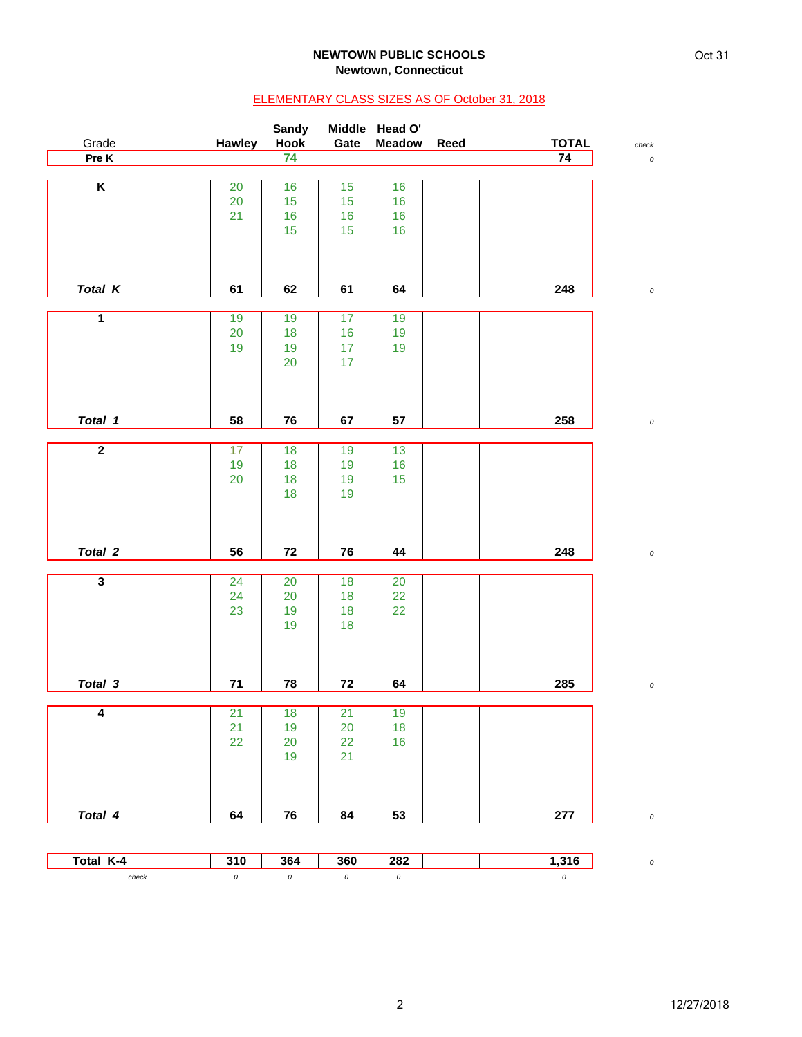**NEWTOWN PUBLIC SCHOOLS**
**Newtown, Connecticut**

Oct 31

ELEMENTARY CLASS SIZES AS OF October 31, 2018

| Grade | Hawley | Sandy Hook | Middle Gate | Head O' Meadow | Reed | TOTAL | check |
|---|---|---|---|---|---|---|---|
| **Pre K** | | 74 | | | | **74** | *0* |
| **K** | 20 | 16 | 15 | 16 | | | |
| | 20 | 15 | 15 | 16 | | | |
| | 21 | 16 | 16 | 16 | | | |
| | | 15 | 15 | 16 | | | |
| ***Total K*** | **61** | **62** | **61** | **64** | | **248** | *0* |
| **1** | 19 | 19 | 17 | 19 | | | |
| | 20 | 18 | 16 | 19 | | | |
| | 19 | 19 | 17 | 19 | | | |
| | | 20 | 17 | | | | |
| ***Total 1*** | **58** | **76** | **67** | **57** | | **258** | *0* |
| **2** | 17 | 18 | 19 | 13 | | | |
| | 19 | 18 | 19 | 16 | | | |
| | 20 | 18 | 19 | 15 | | | |
| | | 18 | 19 | | | | |
| ***Total 2*** | **56** | **72** | **76** | **44** | | **248** | *0* |
| **3** | 24 | 20 | 18 | 20 | | | |
| | 24 | 20 | 18 | 22 | | | |
| | 23 | 19 | 18 | 22 | | | |
| | | 19 | 18 | | | | |
| ***Total 3*** | **71** | **78** | **72** | **64** | | **285** | *0* |
| **4** | 21 | 18 | 21 | 19 | | | |
| | 21 | 19 | 20 | 18 | | | |
| | 22 | 20 | 22 | 16 | | | |
| | | 19 | 21 | | | | |
| ***Total 4*** | **64** | **76** | **84** | **53** | | **277** | *0* |
| **Total K-4** | **310** | **364** | **360** | **282** | | **1,316** | *0* |
| *check* | *0* | *0* | *0* | *0* | | *0* | |

12/27/2018